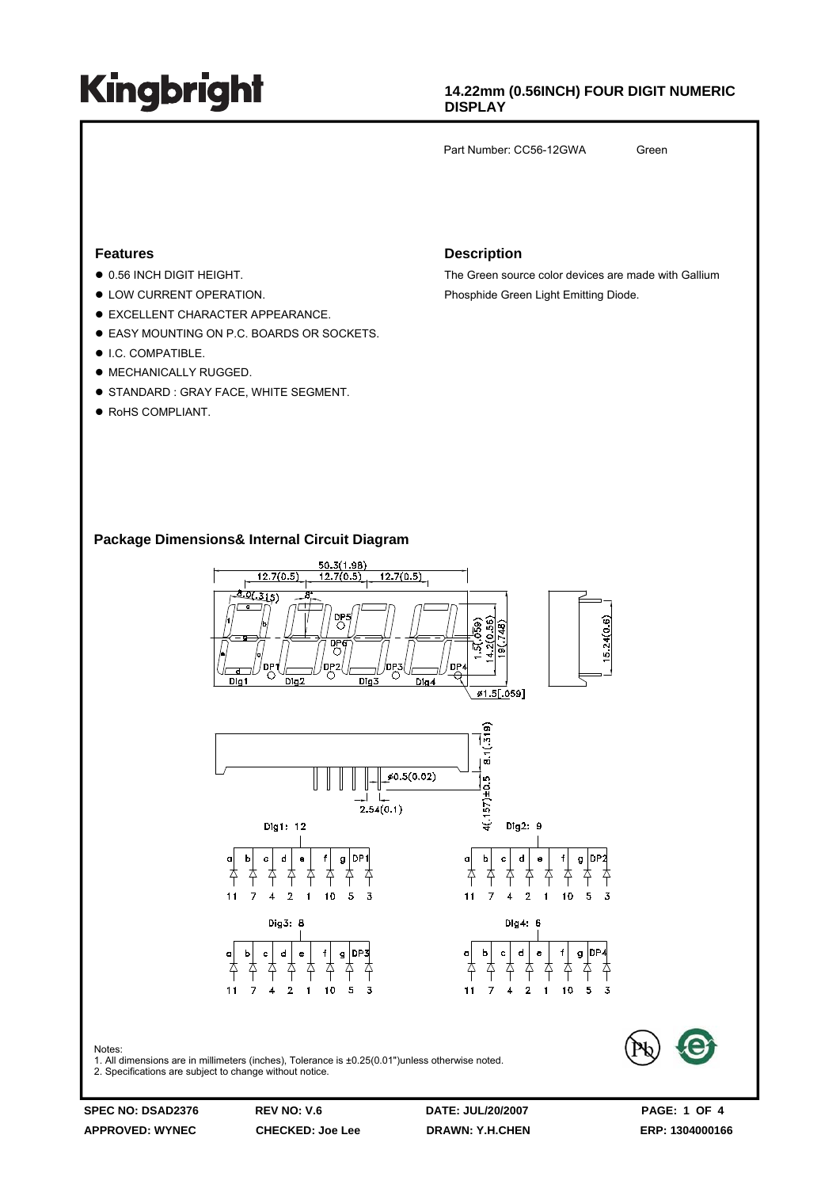# Kingbright

**14.22mm (0.56INCH) FOUR DIGIT NUMERIC DISPLAY**

Part Number: CC56-12GWA Green

## Features

- 0.56 INCH DIGIT HEIGHT.
- LOW CURRENT OPERATION.
- EXCELLENT CHARACTER APPEARANCE.
- EASY MOUNTING ON P.C. BOARDS OR SOCKETS.
- I.C. COMPATIBLE.
- MECHANICALLY RUGGED.
- STANDARD : GRAY FACE, WHITE SEGMENT.
- RoHS COMPLIANT.

## Description

The Green source color devices are made with Gallium Phosphide Green Light Emitting Diode.

## Package Dimensions& Internal Circuit Diagram

50.3(1.98)
12.7(0.5) 12.7(0.5) 12.7(0.5)
8.0(.315) 8°
DP5 DP6
DP1 DP2 DP3 DP4
Dig1 Dig2 Dig3 Dig4
1.5(.059) 14.2(0.56) 19(.748)
ø1.5[.059]
15.24(0.6)
ø0.5(0.02)
2.54(0.1)
8.1(.319)
4(.157)±0.5

Dig1: 12

| a | b | c | d | e | f | g | DP1 |
|---|---|---|---|---|---|---|---|
| 11 | 7 | 4 | 2 | 1 | 10 | 5 | 3 |

Dig2: 9

| a | b | c | d | e | f | g | DP2 |
|---|---|---|---|---|---|---|---|
| 11 | 7 | 4 | 2 | 1 | 10 | 5 | 3 |

Dig3: 8

| a | b | c | d | e | f | g | DP3 |
|---|---|---|---|---|---|---|---|
| 11 | 7 | 4 | 2 | 1 | 10 | 5 | 3 |

Dig4: 6

| a | b | c | d | e | f | g | DP4 |
|---|---|---|---|---|---|---|---|
| 11 | 7 | 4 | 2 | 1 | 10 | 5 | 3 |

Notes:
1. All dimensions are in millimeters (inches), Tolerance is ±0.25(0.01")unless otherwise noted.
2. Specifications are subject to change without notice.

| SPEC NO: DSAD2376 | REV NO: V.6 | DATE: JUL/20/2007 | PAGE: 1 OF 4 |
|---|---|---|---|
| APPROVED: WYNEC | CHECKED: Joe Lee | DRAWN: Y.H.CHEN | ERP: 1304000166 |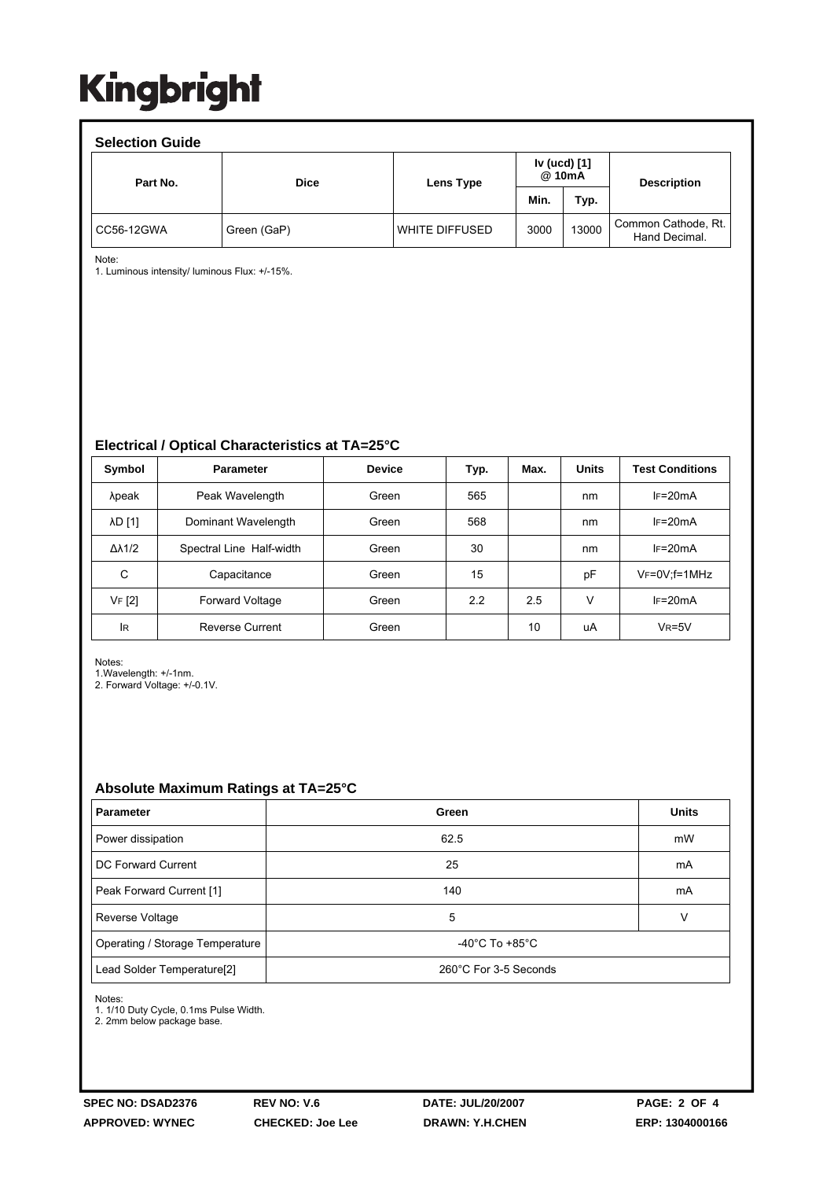# Kingbright

## Selection Guide

| Part No. | Dice | Lens Type | Iv (ucd) [1] @ 10mA | | Description |
|---|---|---|---|---|---|
| | | | Min. | Typ. | |
| CC56-12GWA | Green (GaP) | WHITE DIFFUSED | 3000 | 13000 | Common Cathode, Rt. Hand Decimal. |

Note:
1. Luminous intensity/ luminous Flux: +/-15%.

## Electrical / Optical Characteristics at TA=25°C

| Symbol | Parameter | Device | Typ. | Max. | Units | Test Conditions |
|---|---|---|---|---|---|---|
| λpeak | Peak Wavelength | Green | 565 | | nm | $I_F$=20mA |
| λD [1] | Dominant Wavelength | Green | 568 | | nm | $I_F$=20mA |
| Δλ1/2 | Spectral Line Half-width | Green | 30 | | nm | $I_F$=20mA |
| C | Capacitance | Green | 15 | | pF | $V_F$=0V;f=1MHz |
| $V_F$ [2] | Forward Voltage | Green | 2.2 | 2.5 | V | $I_F$=20mA |
| $I_R$ | Reverse Current | Green | | 10 | uA | $V_R$=5V |

Notes:
1.Wavelength: +/-1nm.
2. Forward Voltage: +/-0.1V.

## Absolute Maximum Ratings at TA=25°C

| Parameter | Green | Units |
|---|---|---|
| Power dissipation | 62.5 | mW |
| DC Forward Current | 25 | mA |
| Peak Forward Current [1] | 140 | mA |
| Reverse Voltage | 5 | V |
| Operating / Storage Temperature | -40°C To +85°C | |
| Lead Solder Temperature[2] | 260°C For 3-5 Seconds | |

Notes:
1. 1/10 Duty Cycle, 0.1ms Pulse Width.
2. 2mm below package base.

SPEC NO: DSAD2376 REV NO: V.6 DATE: JUL/20/2007
APPROVED: WYNEC CHECKED: Joe Lee DRAWN: Y.H.CHEN ERP: 1304000166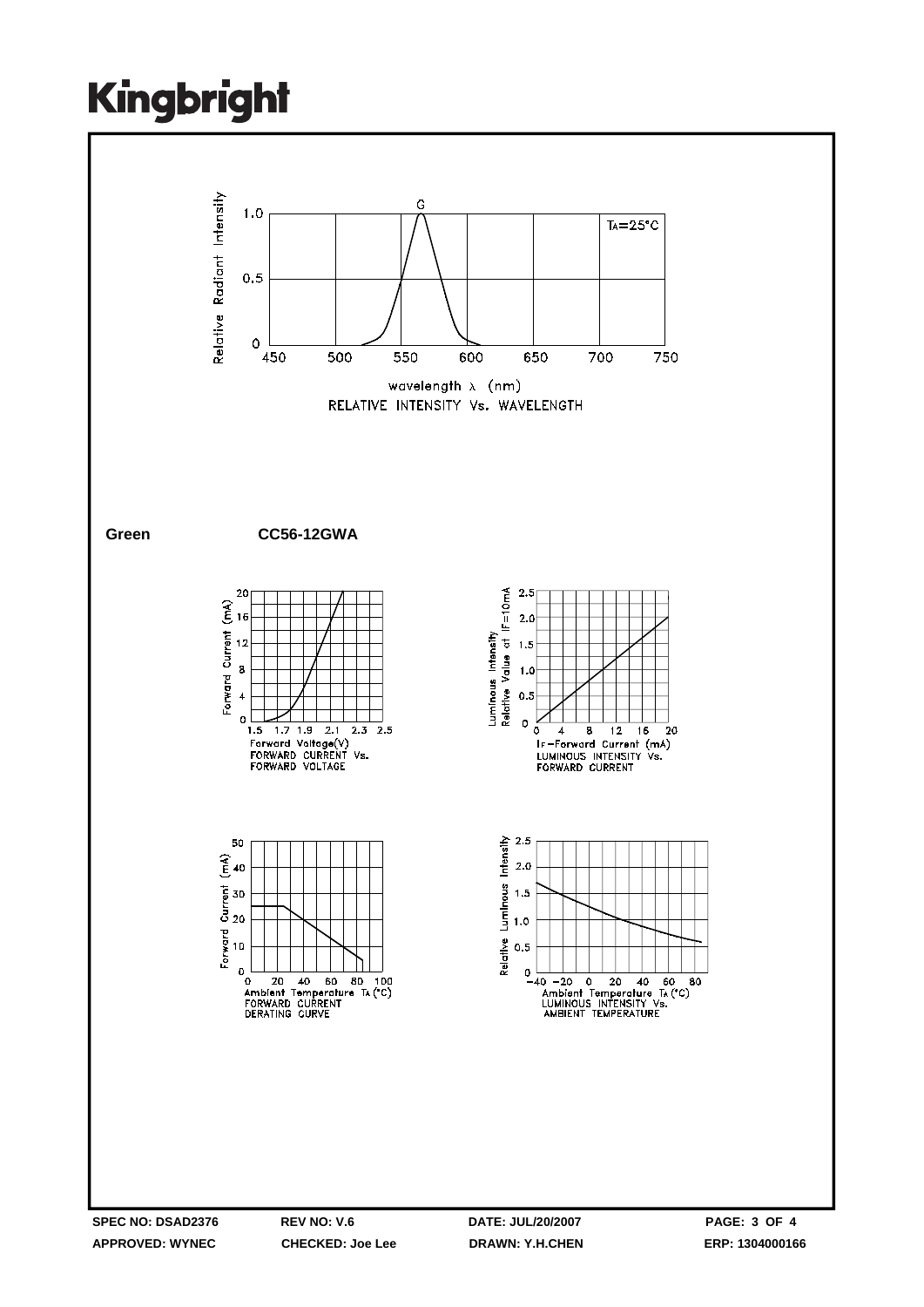Kingbright

RELATIVE INTENSITY Vs. WAVELENGTH

**Green** **CC56-12GWA**

FORWARD CURRENT Vs. FORWARD VOLTAGE

LUMINOUS INTENSITY Vs. FORWARD CURRENT

FORWARD CURRENT DERATING CURVE

LUMINOUS INTENSITY Vs. AMBIENT TEMPERATURE

**SPEC NO: DSAD2376** **REV NO: V.6** **DATE: JUL/20/2007**
**APPROVED: WYNEC** **CHECKED: Joe Lee** **DRAWN: Y.H.CHEN** **ERP: 1304000166**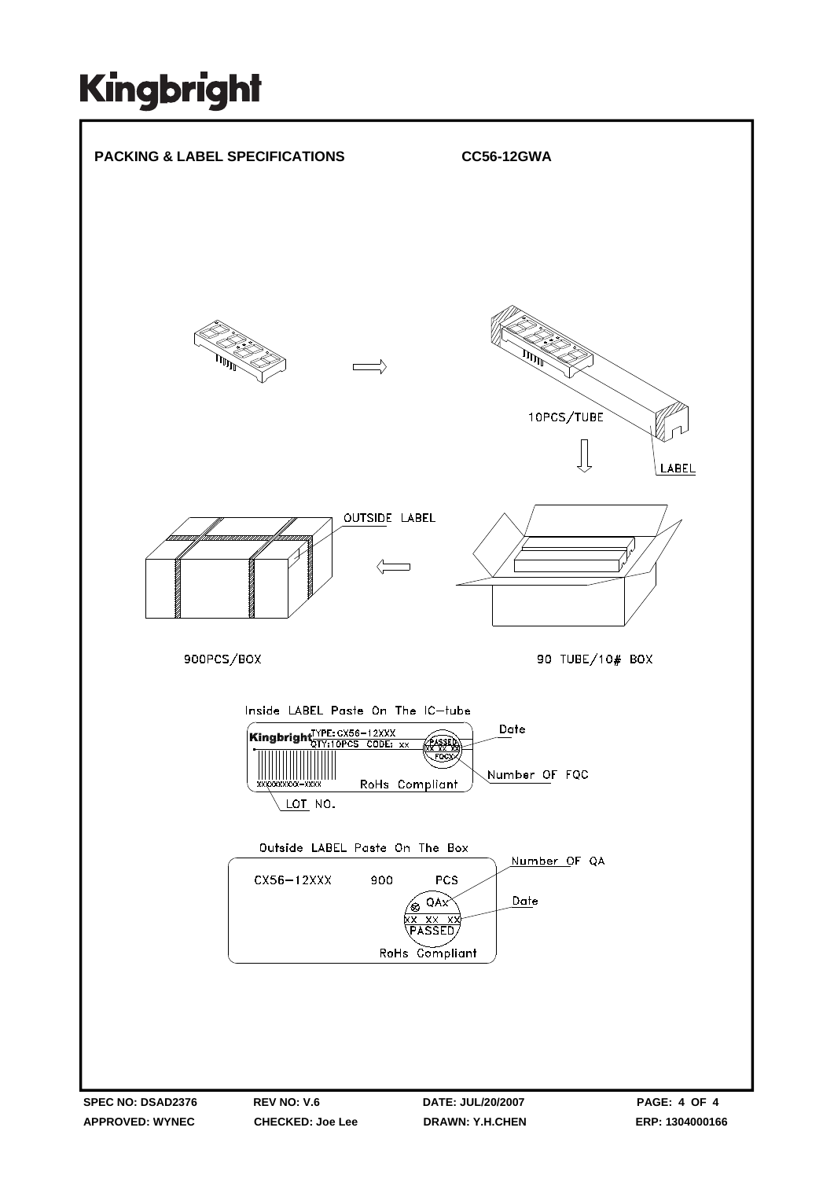# Kingbright

**PACKING & LABEL SPECIFICATIONS** **CC56-12GWA**

10PCS/TUBE

LABEL

OUTSIDE LABEL

900PCS/BOX

90 TUBE/10# BOX

Inside LABEL Paste On The IC-tube

Kingbright TYPE: CX56-12XXX
QTY:10PCS CODE: xx

PASSED
XX XX XX
FQCX

XXXXXXXXX-XXXX

RoHs Compliant

Date

Number OF FQC

LOT NO.

Outside LABEL Paste On The Box

CX56-12XXX 900 PCS

QAx
XX XX XX
PASSED

RoHs Compliant

Number OF QA

Date

SPEC NO: DSAD2376 REV NO: V.6 DATE: JUL/20/2007
APPROVED: WYNEC CHECKED: Joe Lee DRAWN: Y.H.CHEN ERP: 1304000166